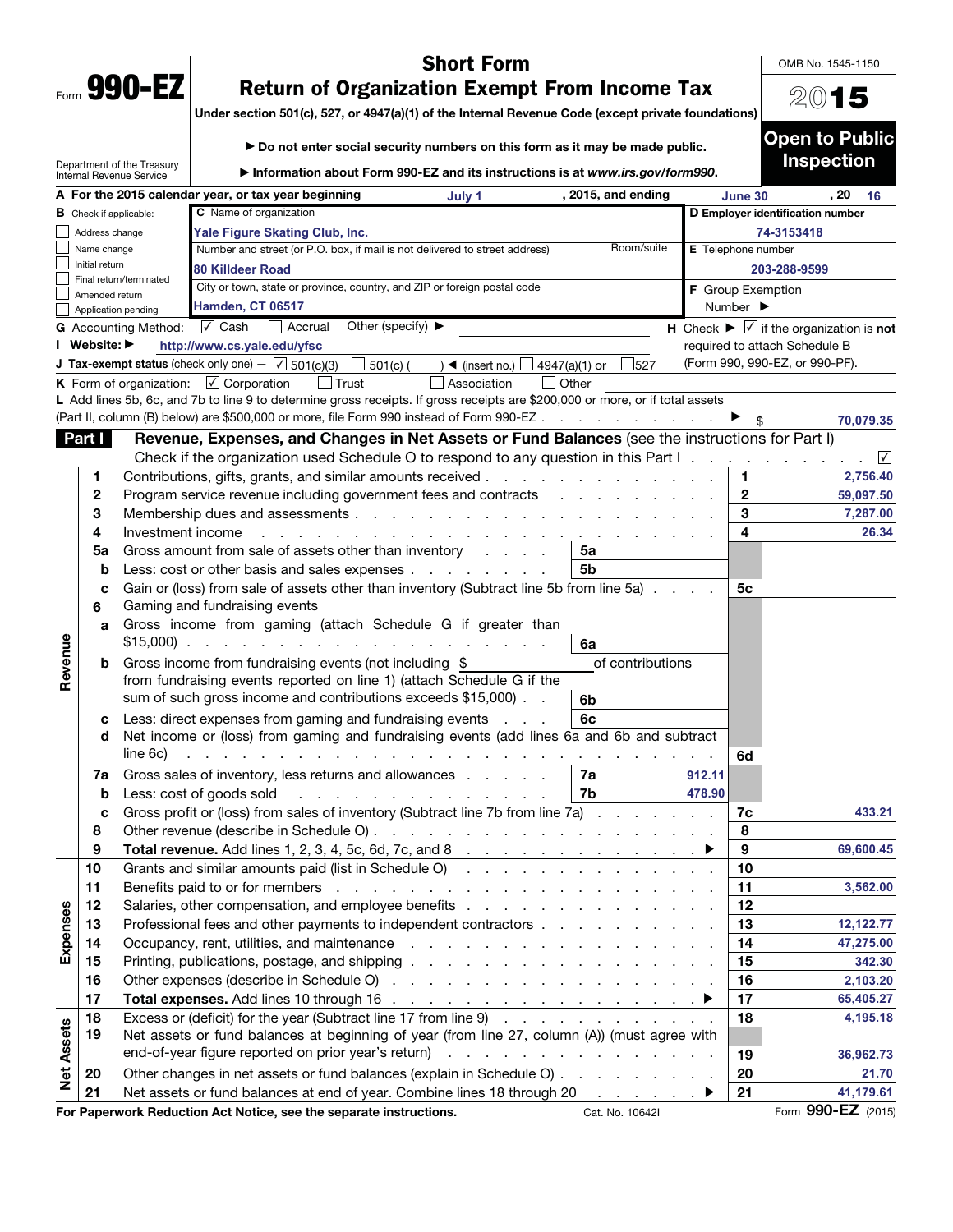Form **990-EZ**

Department of the Treasury
Internal Revenue Service

# Short Form
# Return of Organization Exempt From Income Tax

**Under section 501(c), 527, or 4947(a)(1) of the Internal Revenue Code (except private foundations)**

▶ **Do not enter social security numbers on this form as it may be made public.**

▶ **Information about Form 990-EZ and its instructions is at *www.irs.gov/form990*.**

OMB No. 1545-1150

**2015**

**Open to Public Inspection**

**A** For the 2015 calendar year, or tax year beginning July 1, 2015, and ending June 30, 20 16

**B** Check if applicable:
- ☐ Address change
- ☐ Name change
- ☐ Initial return
- ☐ Final return/terminated
- ☐ Amended return
- ☐ Application pending

**C** Name of organization: Yale Figure Skating Club, Inc.

Number and street (or P.O. box, if mail is not delivered to street address): 80 Killdeer Road | Room/suite:

City or town, state or province, country, and ZIP or foreign postal code: Hamden, CT 06517

**D** Employer identification number: 74-3153418

**E** Telephone number: 203-288-9599

**F** Group Exemption Number ▶

**G** Accounting Method: ☑ Cash ☐ Accrual Other (specify) ▶

**H** Check ▶ ☑ if the organization is **not** required to attach Schedule B (Form 990, 990-EZ, or 990-PF).

**I** Website: ▶ http://www.cs.yale.edu/yfsc

**J** Tax-exempt status (check only one) — ☑ 501(c)(3) ☐ 501(c) ( ) ◀ (insert no.) ☐ 4947(a)(1) or ☐ 527

**K** Form of organization: ☑ Corporation ☐ Trust ☐ Association ☐ Other

**L** Add lines 5b, 6c, and 7b to line 9 to determine gross receipts. If gross receipts are $200,000 or more, or if total assets (Part II, column (B) below) are $500,000 or more, file Form 990 instead of Form 990-EZ ▶ $ 70,079.35

## Part I Revenue, Expenses, and Changes in Net Assets or Fund Balances (see the instructions for Part I)

Check if the organization used Schedule O to respond to any question in this Part I ☑

| Section | Line | Description | Sub-line | Sub-amount | Line | Amount |
|---|---|---|---|---|---|---|
| Revenue | 1 | Contributions, gifts, grants, and similar amounts received | | | 1 | 2,756.40 |
| | 2 | Program service revenue including government fees and contracts | | | 2 | 59,097.50 |
| | 3 | Membership dues and assessments | | | 3 | 7,287.00 |
| | 4 | Investment income | | | 4 | 26.34 |
| | 5a | Gross amount from sale of assets other than inventory | 5a | | | |
| | b | Less: cost or other basis and sales expenses | 5b | | | |
| | c | Gain or (loss) from sale of assets other than inventory (Subtract line 5b from line 5a) | | | 5c | |
| | 6 | Gaming and fundraising events | | | | |
| | a | Gross income from gaming (attach Schedule G if greater than $15,000) | 6a | | | |
| | b | Gross income from fundraising events (not including $ ______ of contributions from fundraising events reported on line 1) (attach Schedule G if the sum of such gross income and contributions exceeds $15,000) | 6b | | | |
| | c | Less: direct expenses from gaming and fundraising events | 6c | | | |
| | d | Net income or (loss) from gaming and fundraising events (add lines 6a and 6b and subtract line 6c) | | | 6d | |
| | 7a | Gross sales of inventory, less returns and allowances | 7a | 912.11 | | |
| | b | Less: cost of goods sold | 7b | 478.90 | | |
| | c | Gross profit or (loss) from sales of inventory (Subtract line 7b from line 7a) | | | 7c | 433.21 |
| | 8 | Other revenue (describe in Schedule O) | | | 8 | |
| | 9 | **Total revenue.** Add lines 1, 2, 3, 4, 5c, 6d, 7c, and 8 ▶ | | | 9 | 69,600.45 |
| Expenses | 10 | Grants and similar amounts paid (list in Schedule O) | | | 10 | |
| | 11 | Benefits paid to or for members | | | 11 | 3,562.00 |
| | 12 | Salaries, other compensation, and employee benefits | | | 12 | |
| | 13 | Professional fees and other payments to independent contractors | | | 13 | 12,122.77 |
| | 14 | Occupancy, rent, utilities, and maintenance | | | 14 | 47,275.00 |
| | 15 | Printing, publications, postage, and shipping | | | 15 | 342.30 |
| | 16 | Other expenses (describe in Schedule O) | | | 16 | 2,103.20 |
| | 17 | **Total expenses.** Add lines 10 through 16 ▶ | | | 17 | 65,405.27 |
| Net Assets | 18 | Excess or (deficit) for the year (Subtract line 17 from line 9) | | | 18 | 4,195.18 |
| | 19 | Net assets or fund balances at beginning of year (from line 27, column (A)) (must agree with end-of-year figure reported on prior year's return) | | | 19 | 36,962.73 |
| | 20 | Other changes in net assets or fund balances (explain in Schedule O) | | | 20 | 21.70 |
| | 21 | Net assets or fund balances at end of year. Combine lines 18 through 20 ▶ | | | 21 | 41,179.61 |

**For Paperwork Reduction Act Notice, see the separate instructions.** Cat. No. 10642I Form **990-EZ** (2015)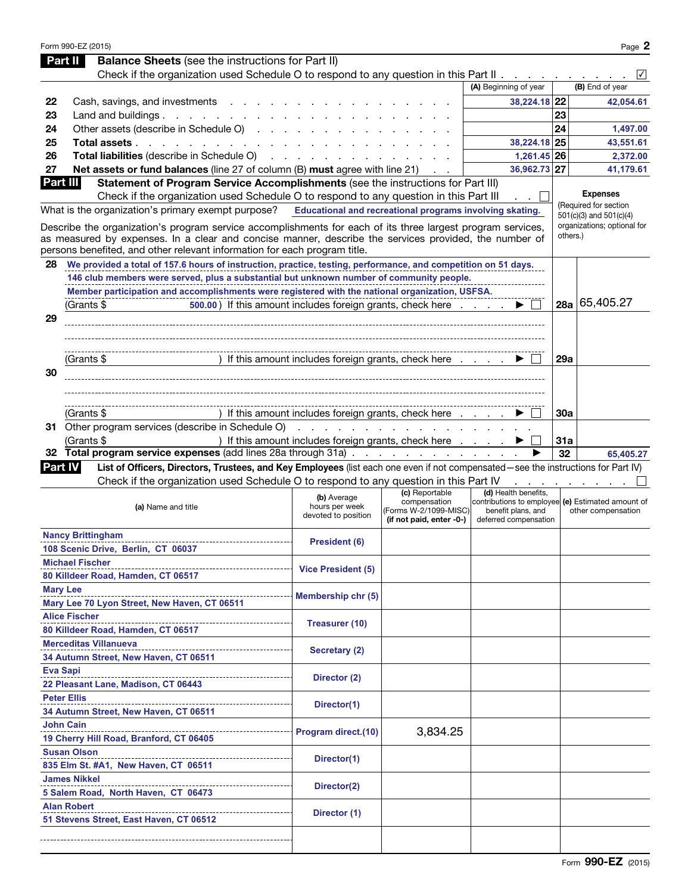Form 990-EZ (2015)

## Part II Balance Sheets (see the instructions for Part II)

Check if the organization used Schedule O to respond to any question in this Part II . . . ☑

| | | (A) Beginning of year | | (B) End of year |
|---|---|---|---|---|
| 22 | Cash, savings, and investments | 38,224.18 | 22 | 42,054.61 |
| 23 | Land and buildings | | 23 | |
| 24 | Other assets (describe in Schedule O) | | 24 | 1,497.00 |
| 25 | **Total assets** | 38,224.18 | 25 | 43,551.61 |
| 26 | **Total liabilities** (describe in Schedule O) | 1,261.45 | 26 | 2,372.00 |
| 27 | **Net assets or fund balances** (line 27 of column (B) **must** agree with line 21) | 36,962.73 | 27 | 41,179.61 |

## Part III Statement of Program Service Accomplishments (see the instructions for Part III)

Check if the organization used Schedule O to respond to any question in this Part III ☐

**Expenses** (Required for section 501(c)(3) and 501(c)(4) organizations; optional for others.)

What is the organization's primary exempt purpose? Educational and recreational programs involving skating.

Describe the organization's program service accomplishments for each of its three largest program services, as measured by expenses. In a clear and concise manner, describe the services provided, the number of persons benefited, and other relevant information for each program title.

**28** We provided a total of 157.6 hours of instruction, practice, testing, performance, and competition on 51 days. 146 club members were served, plus a substantial but unknown number of community people. Member participation and accomplishments were registered with the national organization, USFSA.

(Grants $ 500.00 ) If this amount includes foreign grants, check here ▶ ☐ **28a** 65,405.27

**29**

(Grants $ ) If this amount includes foreign grants, check here ▶ ☐ **29a**

**30**

(Grants $ ) If this amount includes foreign grants, check here ▶ ☐ **30a**

**31** Other program services (describe in Schedule O)

(Grants $ ) If this amount includes foreign grants, check here ▶ ☐ **31a**

**32 Total program service expenses** (add lines 28a through 31a) ▶ **32** 65,405.27

## Part IV List of Officers, Directors, Trustees, and Key Employees (list each one even if not compensated—see the instructions for Part IV)

Check if the organization used Schedule O to respond to any question in this Part IV ☐

| (a) Name and title | (b) Average hours per week devoted to position | (c) Reportable compensation (Forms W-2/1099-MISC) (if not paid, enter -0-) | (d) Health benefits, contributions to employee benefit plans, and deferred compensation | (e) Estimated amount of other compensation |
|---|---|---|---|---|
| Nancy Brittingham<br>108 Scenic Drive, Berlin, CT 06037 | President (6) | | | |
| Michael Fischer<br>80 Killdeer Road, Hamden, CT 06517 | Vice President (5) | | | |
| Mary Lee<br>Mary Lee 70 Lyon Street, New Haven, CT 06511 | Membership chr (5) | | | |
| Alice Fischer<br>80 Killdeer Road, Hamden, CT 06517 | Treasurer (10) | | | |
| Merceditas Villanueva<br>34 Autumn Street, New Haven, CT 06511 | Secretary (2) | | | |
| Eva Sapi<br>22 Pleasant Lane, Madison, CT 06443 | Director (2) | | | |
| Peter Ellis<br>34 Autumn Street, New Haven, CT 06511 | Director(1) | | | |
| John Cain<br>19 Cherry Hill Road, Branford, CT 06405 | Program direct.(10) | 3,834.25 | | |
| Susan Olson<br>835 Elm St. #A1, New Haven, CT 06511 | Director(1) | | | |
| James Nikkel<br>5 Salem Road, North Haven, CT 06473 | Director(2) | | | |
| Alan Robert<br>51 Stevens Street, East Haven, CT 06512 | Director (1) | | | |
| | | | | |

Form **990-EZ** (2015)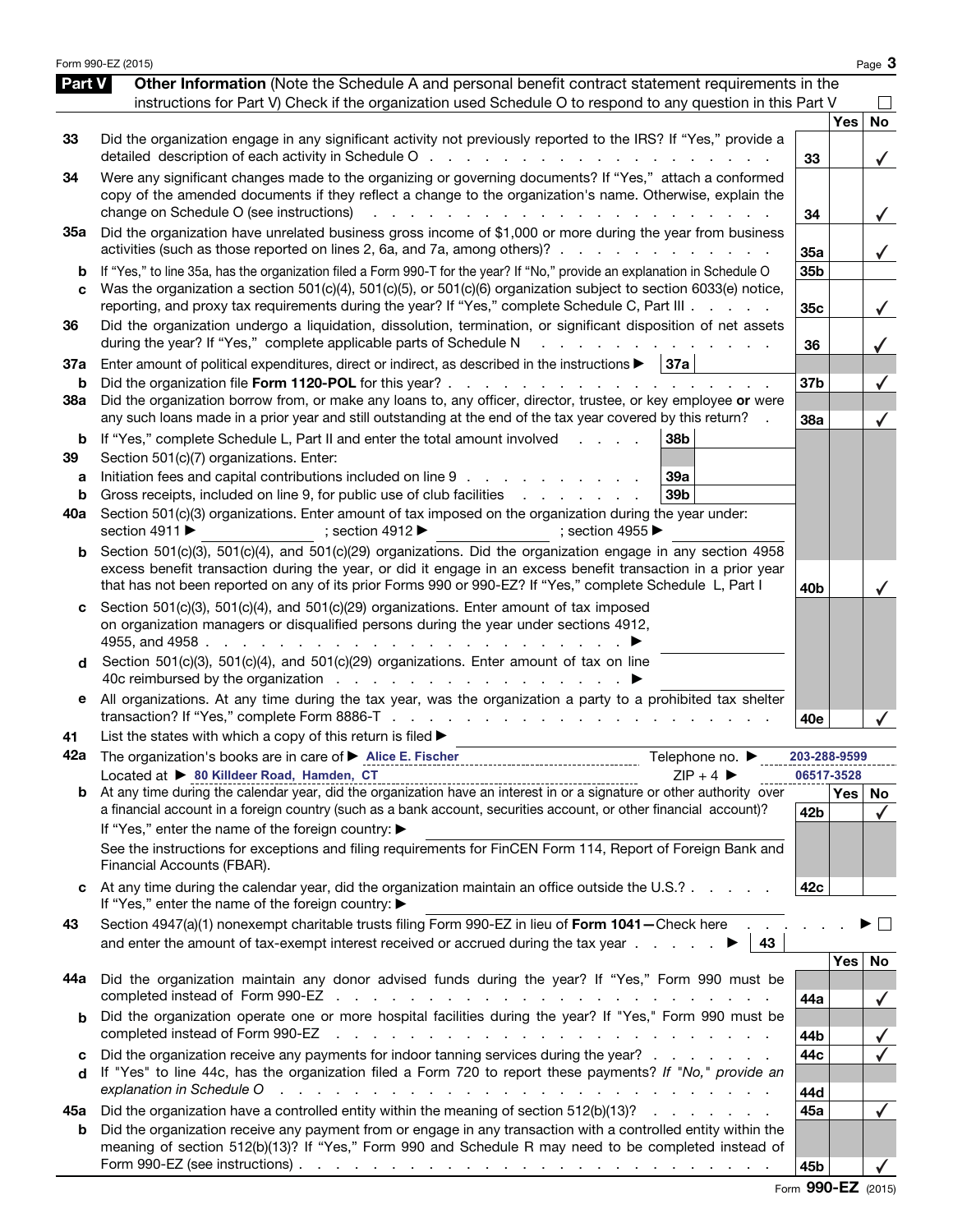## Part V — Other Information

(Note the Schedule A and personal benefit contract statement requirements in the instructions for Part V) Check if the organization used Schedule O to respond to any question in this Part V ☐

| | | Line | Yes | No |
|---|---|---|---|---|
| 33 | Did the organization engage in any significant activity not previously reported to the IRS? If "Yes," provide a detailed description of each activity in Schedule O | 33 | | ✓ |
| 34 | Were any significant changes made to the organizing or governing documents? If "Yes," attach a conformed copy of the amended documents if they reflect a change to the organization's name. Otherwise, explain the change on Schedule O (see instructions) | 34 | | ✓ |
| 35a | Did the organization have unrelated business gross income of $1,000 or more during the year from business activities (such as those reported on lines 2, 6a, and 7a, among others)? | 35a | | ✓ |
| b | If "Yes," to line 35a, has the organization filed a Form 990-T for the year? If "No," provide an explanation in Schedule O | 35b | | |
| c | Was the organization a section 501(c)(4), 501(c)(5), or 501(c)(6) organization subject to section 6033(e) notice, reporting, and proxy tax requirements during the year? If "Yes," complete Schedule C, Part III | 35c | | ✓ |
| 36 | Did the organization undergo a liquidation, dissolution, termination, or significant disposition of net assets during the year? If "Yes," complete applicable parts of Schedule N | 36 | | ✓ |
| 37a | Enter amount of political expenditures, direct or indirect, as described in the instructions ▶ 37a | | | |
| b | Did the organization file **Form 1120-POL** for this year? | 37b | | ✓ |
| 38a | Did the organization borrow from, or make any loans to, any officer, director, trustee, or key employee **or** were any such loans made in a prior year and still outstanding at the end of the tax year covered by this return? | 38a | | ✓ |
| b | If "Yes," complete Schedule L, Part II and enter the total amount involved — 38b | | | |
| 39 | Section 501(c)(7) organizations. Enter: | | | |
| a | Initiation fees and capital contributions included on line 9 — 39a | | | |
| b | Gross receipts, included on line 9, for public use of club facilities — 39b | | | |
| 40a | Section 501(c)(3) organizations. Enter amount of tax imposed on the organization during the year under: section 4911 ▶ ; section 4912 ▶ ; section 4955 ▶ | | | |
| b | Section 501(c)(3), 501(c)(4), and 501(c)(29) organizations. Did the organization engage in any section 4958 excess benefit transaction during the year, or did it engage in an excess benefit transaction in a prior year that has not been reported on any of its prior Forms 990 or 990-EZ? If "Yes," complete Schedule L, Part I | 40b | | ✓ |
| c | Section 501(c)(3), 501(c)(4), and 501(c)(29) organizations. Enter amount of tax imposed on organization managers or disqualified persons during the year under sections 4912, 4955, and 4958 ▶ | | | |
| d | Section 501(c)(3), 501(c)(4), and 501(c)(29) organizations. Enter amount of tax on line 40c reimbursed by the organization ▶ | | | |
| e | All organizations. At any time during the tax year, was the organization a party to a prohibited tax shelter transaction? If "Yes," complete Form 8886-T | 40e | | ✓ |

**41** List the states with which a copy of this return is filed ▶

**42a** The organization's books are in care of ▶ Alice E. Fischer — Telephone no. ▶ 203-288-9599
Located at ▶ 80 Killdeer Road, Hamden, CT — ZIP + 4 ▶ 06517-3528

| | | Line | Yes | No |
|---|---|---|---|---|
| 42b | At any time during the calendar year, did the organization have an interest in or a signature or other authority over a financial account in a foreign country (such as a bank account, securities account, or other financial account)? If "Yes," enter the name of the foreign country: ▶ See the instructions for exceptions and filing requirements for FinCEN Form 114, Report of Foreign Bank and Financial Accounts (FBAR). | 42b | | ✓ |
| c | At any time during the calendar year, did the organization maintain an office outside the U.S.? If "Yes," enter the name of the foreign country: ▶ | 42c | | |

**43** Section 4947(a)(1) nonexempt charitable trusts filing Form 990-EZ in lieu of **Form 1041**—Check here ▶ ☐
and enter the amount of tax-exempt interest received or accrued during the tax year ▶ 43

| | | Line | Yes | No |
|---|---|---|---|---|
| 44a | Did the organization maintain any donor advised funds during the year? If "Yes," Form 990 must be completed instead of Form 990-EZ | 44a | | ✓ |
| b | Did the organization operate one or more hospital facilities during the year? If "Yes," Form 990 must be completed instead of Form 990-EZ | 44b | | ✓ |
| c | Did the organization receive any payments for indoor tanning services during the year? | 44c | | ✓ |
| d | If "Yes" to line 44c, has the organization filed a Form 720 to report these payments? *If "No," provide an explanation in Schedule O* | 44d | | |
| 45a | Did the organization have a controlled entity within the meaning of section 512(b)(13)? | 45a | | ✓ |
| b | Did the organization receive any payment from or engage in any transaction with a controlled entity within the meaning of section 512(b)(13)? If "Yes," Form 990 and Schedule R may need to be completed instead of Form 990-EZ (see instructions) | 45b | | ✓ |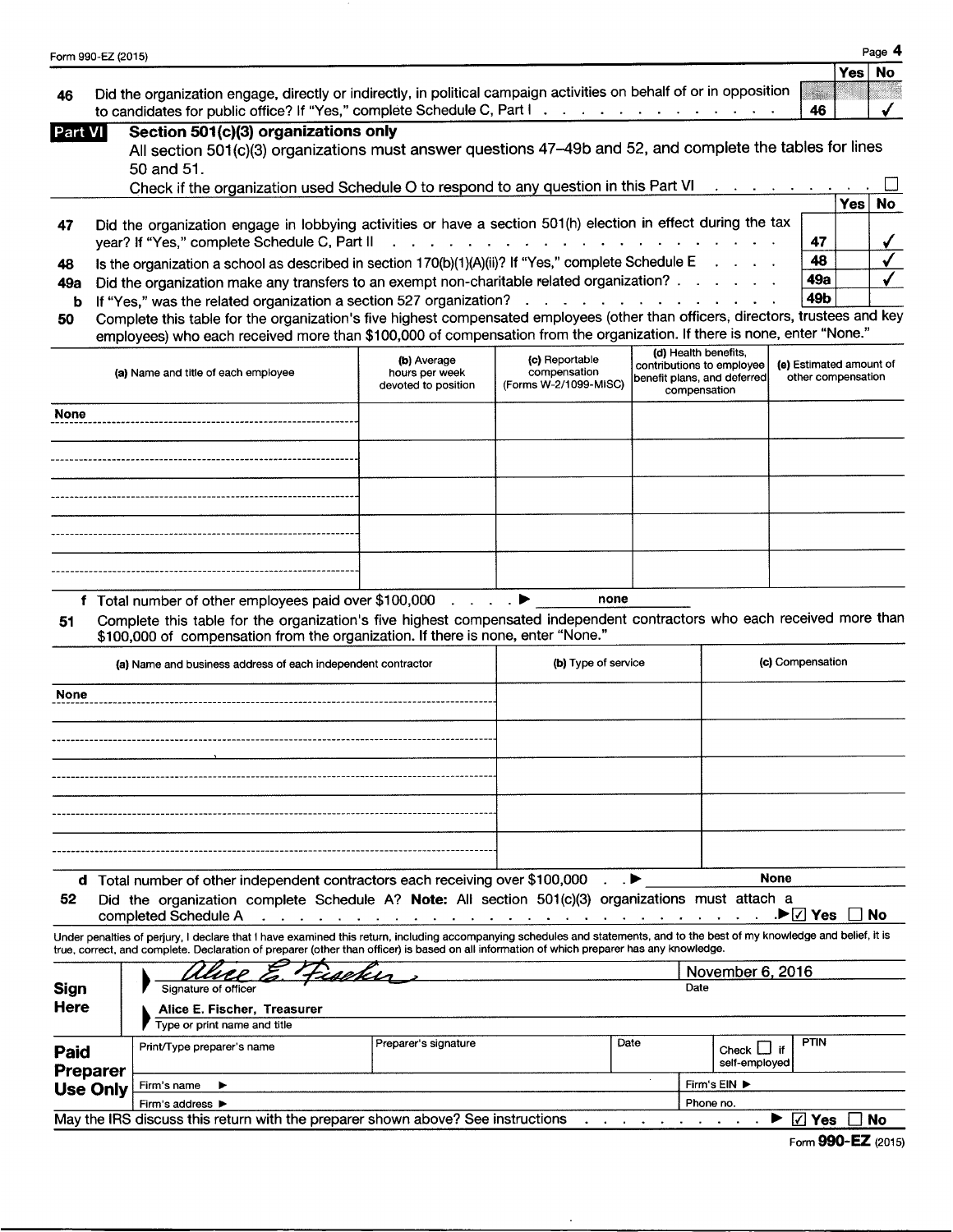Form 990-EZ (2015)

| | | | Yes | No |
|---|---|---|---|---|
| 46 | Did the organization engage, directly or indirectly, in political campaign activities on behalf of or in opposition to candidates for public office? If "Yes," complete Schedule C, Part I | 46 | | ✓ |

## Part VI Section 501(c)(3) organizations only

All section 501(c)(3) organizations must answer questions 47–49b and 52, and complete the tables for lines 50 and 51.

Check if the organization used Schedule O to respond to any question in this Part VI ☐

| | | | Yes | No |
|---|---|---|---|---|
| 47 | Did the organization engage in lobbying activities or have a section 501(h) election in effect during the tax year? If "Yes," complete Schedule C, Part II | 47 | | ✓ |
| 48 | Is the organization a school as described in section 170(b)(1)(A)(ii)? If "Yes," complete Schedule E | 48 | | ✓ |
| 49a | Did the organization make any transfers to an exempt non-charitable related organization? | 49a | | ✓ |
| b | If "Yes," was the related organization a section 527 organization? | 49b | | |

**50** Complete this table for the organization's five highest compensated employees (other than officers, directors, trustees and key employees) who each received more than $100,000 of compensation from the organization. If there is none, enter "None."

| (a) Name and title of each employee | (b) Average hours per week devoted to position | (c) Reportable compensation (Forms W-2/1099-MISC) | (d) Health benefits, contributions to employee benefit plans, and deferred compensation | (e) Estimated amount of other compensation |
|---|---|---|---|---|
| None | | | | |
| | | | | |
| | | | | |
| | | | | |
| | | | | |

**f** Total number of other employees paid over $100,000 ▶ none

**51** Complete this table for the organization's five highest compensated independent contractors who each received more than $100,000 of compensation from the organization. If there is none, enter "None."

| (a) Name and business address of each independent contractor | (b) Type of service | (c) Compensation |
|---|---|---|
| None | | |
| | | |
| | | |
| | | |
| | | |

**d** Total number of other independent contractors each receiving over $100,000 ▶ None

**52** Did the organization complete Schedule A? **Note:** All section 501(c)(3) organizations must attach a completed Schedule A ▶ ☑ Yes ☐ No

Under penalties of perjury, I declare that I have examined this return, including accompanying schedules and statements, and to the best of my knowledge and belief, it is true, correct, and complete. Declaration of preparer (other than officer) is based on all information of which preparer has any knowledge.

**Sign Here**

Signature of officer: Alice E. Fischer — Date: November 6, 2016

Type or print name and title: Alice E. Fischer, Treasurer

**Paid Preparer Use Only**

| Print/Type preparer's name | Preparer's signature | Date | Check ☐ if self-employed | PTIN |
|---|---|---|---|---|
| | | | | |

Firm's name ▶ — Firm's EIN ▶

Firm's address ▶ — Phone no.

May the IRS discuss this return with the preparer shown above? See instructions ▶ ☑ Yes ☐ No

Form **990-EZ** (2015)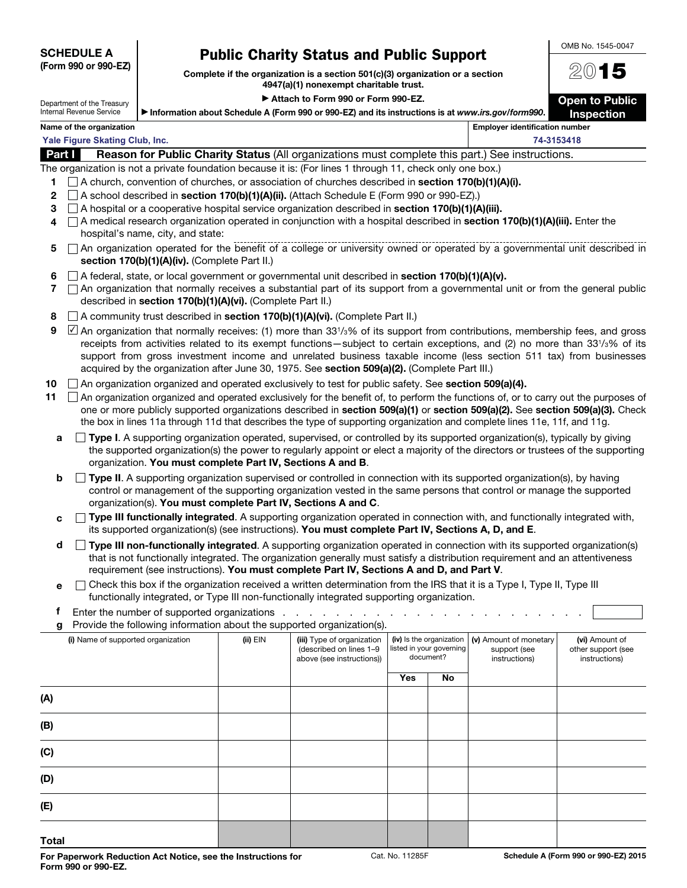**SCHEDULE A**
**(Form 990 or 990-EZ)**

Department of the Treasury
Internal Revenue Service

# Public Charity Status and Public Support

**Complete if the organization is a section 501(c)(3) organization or a section 4947(a)(1) nonexempt charitable trust.**

▶ Attach to Form 990 or Form 990-EZ.

▶ Information about Schedule A (Form 990 or 990-EZ) and its instructions is at *www.irs.gov/form990*.

OMB No. 1545-0047

**2015**

**Open to Public Inspection**

| Name of the organization | Employer identification number |
|---|---|
| Yale Figure Skating Club, Inc. | 74-3153418 |

## Part I Reason for Public Charity Status (All organizations must complete this part.) See instructions.

The organization is not a private foundation because it is: (For lines 1 through 11, check only one box.)

1 ☐ A church, convention of churches, or association of churches described in **section 170(b)(1)(A)(i).**

2 ☐ A school described in **section 170(b)(1)(A)(ii).** (Attach Schedule E (Form 990 or 990-EZ).)

3 ☐ A hospital or a cooperative hospital service organization described in **section 170(b)(1)(A)(iii).**

4 ☐ A medical research organization operated in conjunction with a hospital described in **section 170(b)(1)(A)(iii).** Enter the hospital's name, city, and state:

5 ☐ An organization operated for the benefit of a college or university owned or operated by a governmental unit described in **section 170(b)(1)(A)(iv).** (Complete Part II.)

6 ☐ A federal, state, or local government or governmental unit described in **section 170(b)(1)(A)(v).**

7 ☐ An organization that normally receives a substantial part of its support from a governmental unit or from the general public described in **section 170(b)(1)(A)(vi).** (Complete Part II.)

8 ☐ A community trust described in **section 170(b)(1)(A)(vi).** (Complete Part II.)

9 ☑ An organization that normally receives: (1) more than 33⅓% of its support from contributions, membership fees, and gross receipts from activities related to its exempt functions—subject to certain exceptions, and (2) no more than 33⅓% of its support from gross investment income and unrelated business taxable income (less section 511 tax) from businesses acquired by the organization after June 30, 1975. See **section 509(a)(2).** (Complete Part III.)

10 ☐ An organization organized and operated exclusively to test for public safety. See **section 509(a)(4).**

11 ☐ An organization organized and operated exclusively for the benefit of, to perform the functions of, or to carry out the purposes of one or more publicly supported organizations described in **section 509(a)(1)** or **section 509(a)(2).** See **section 509(a)(3).** Check the box in lines 11a through 11d that describes the type of supporting organization and complete lines 11e, 11f, and 11g.

a ☐ **Type I**. A supporting organization operated, supervised, or controlled by its supported organization(s), typically by giving the supported organization(s) the power to regularly appoint or elect a majority of the directors or trustees of the supporting organization. **You must complete Part IV, Sections A and B**.

b ☐ **Type II**. A supporting organization supervised or controlled in connection with its supported organization(s), by having control or management of the supporting organization vested in the same persons that control or manage the supported organization(s). **You must complete Part IV, Sections A and C**.

c ☐ **Type III functionally integrated**. A supporting organization operated in connection with, and functionally integrated with, its supported organization(s) (see instructions). **You must complete Part IV, Sections A, D, and E**.

d ☐ **Type III non-functionally integrated**. A supporting organization operated in connection with its supported organization(s) that is not functionally integrated. The organization generally must satisfy a distribution requirement and an attentiveness requirement (see instructions). **You must complete Part IV, Sections A and D, and Part V**.

e ☐ Check this box if the organization received a written determination from the IRS that it is a Type I, Type II, Type III functionally integrated, or Type III non-functionally integrated supporting organization.

f Enter the number of supported organizations . . . . . . . . . . . . . . . . . . . . . . . .

g Provide the following information about the supported organization(s).

| | (i) Name of supported organization | (ii) EIN | (iii) Type of organization (described on lines 1–9 above (see instructions)) | (iv) Is the organization listed in your governing document? Yes | No | (v) Amount of monetary support (see instructions) | (vi) Amount of other support (see instructions) |
|---|---|---|---|---|---|---|---|
| (A) | | | | | | | |
| (B) | | | | | | | |
| (C) | | | | | | | |
| (D) | | | | | | | |
| (E) | | | | | | | |
| Total | | | | | | | |

**For Paperwork Reduction Act Notice, see the Instructions for Form 990 or 990-EZ.** Cat. No. 11285F **Schedule A (Form 990 or 990-EZ) 2015**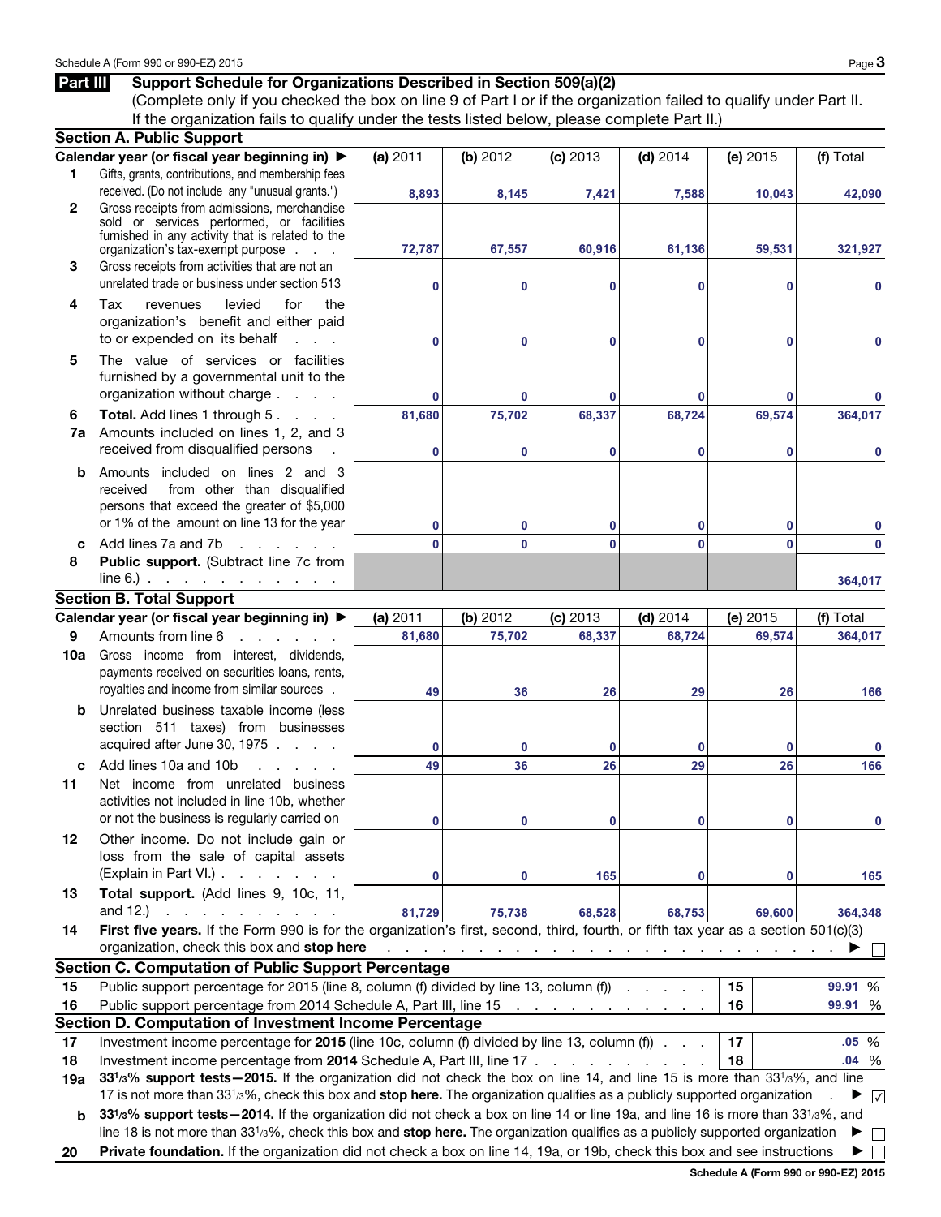## Part III Support Schedule for Organizations Described in Section 509(a)(2)

(Complete only if you checked the box on line 9 of Part I or if the organization failed to qualify under Part II. If the organization fails to qualify under the tests listed below, please complete Part II.)

### Section A. Public Support

| | Calendar year (or fiscal year beginning in) ▶ | (a) 2011 | (b) 2012 | (c) 2013 | (d) 2014 | (e) 2015 | (f) Total |
|---|---|---|---|---|---|---|---|
| 1 | Gifts, grants, contributions, and membership fees received. (Do not include any "unusual grants.") | 8,893 | 8,145 | 7,421 | 7,588 | 10,043 | 42,090 |
| 2 | Gross receipts from admissions, merchandise sold or services performed, or facilities furnished in any activity that is related to the organization's tax-exempt purpose | 72,787 | 67,557 | 60,916 | 61,136 | 59,531 | 321,927 |
| 3 | Gross receipts from activities that are not an unrelated trade or business under section 513 | 0 | 0 | 0 | 0 | 0 | 0 |
| 4 | Tax revenues levied for the organization's benefit and either paid to or expended on its behalf | 0 | 0 | 0 | 0 | 0 | 0 |
| 5 | The value of services or facilities furnished by a governmental unit to the organization without charge | 0 | 0 | 0 | 0 | 0 | 0 |
| 6 | **Total.** Add lines 1 through 5 | 81,680 | 75,702 | 68,337 | 68,724 | 69,574 | 364,017 |
| 7a | Amounts included on lines 1, 2, and 3 received from disqualified persons | 0 | 0 | 0 | 0 | 0 | 0 |
| b | Amounts included on lines 2 and 3 received from other than disqualified persons that exceed the greater of $5,000 or 1% of the amount on line 13 for the year | 0 | 0 | 0 | 0 | 0 | 0 |
| c | Add lines 7a and 7b | 0 | 0 | 0 | 0 | 0 | 0 |
| 8 | **Public support.** (Subtract line 7c from line 6.) | | | | | | 364,017 |

### Section B. Total Support

| | Calendar year (or fiscal year beginning in) ▶ | (a) 2011 | (b) 2012 | (c) 2013 | (d) 2014 | (e) 2015 | (f) Total |
|---|---|---|---|---|---|---|---|
| 9 | Amounts from line 6 | 81,680 | 75,702 | 68,337 | 68,724 | 69,574 | 364,017 |
| 10a | Gross income from interest, dividends, payments received on securities loans, rents, royalties and income from similar sources | 49 | 36 | 26 | 29 | 26 | 166 |
| b | Unrelated business taxable income (less section 511 taxes) from businesses acquired after June 30, 1975 | 0 | 0 | 0 | 0 | 0 | 0 |
| c | Add lines 10a and 10b | 49 | 36 | 26 | 29 | 26 | 166 |
| 11 | Net income from unrelated business activities not included in line 10b, whether or not the business is regularly carried on | 0 | 0 | 0 | 0 | 0 | 0 |
| 12 | Other income. Do not include gain or loss from the sale of capital assets (Explain in Part VI.) | 0 | 0 | 165 | 0 | 0 | 165 |
| 13 | **Total support.** (Add lines 9, 10c, 11, and 12.) | 81,729 | 75,738 | 68,528 | 68,753 | 69,600 | 364,348 |

14 **First five years.** If the Form 990 is for the organization's first, second, third, fourth, or fifth tax year as a section 501(c)(3) organization, check this box and **stop here** ▶ ☐

### Section C. Computation of Public Support Percentage

| | | | |
|---|---|---|---|
| 15 | Public support percentage for 2015 (line 8, column (f) divided by line 13, column (f)) | 15 | 99.91 % |
| 16 | Public support percentage from 2014 Schedule A, Part III, line 15 | 16 | 99.91 % |

### Section D. Computation of Investment Income Percentage

| | | | |
|---|---|---|---|
| 17 | Investment income percentage for **2015** (line 10c, column (f) divided by line 13, column (f)) | 17 | .05 % |
| 18 | Investment income percentage from **2014** Schedule A, Part III, line 17 | 18 | .04 % |

19a **33 1/3% support tests—2015.** If the organization did not check the box on line 14, and line 15 is more than 33 1/3%, and line 17 is not more than 33 1/3%, check this box and **stop here.** The organization qualifies as a publicly supported organization ▶ ☑

b **33 1/3% support tests—2014.** If the organization did not check a box on line 14 or line 19a, and line 16 is more than 33 1/3%, and line 18 is not more than 33 1/3%, check this box and **stop here.** The organization qualifies as a publicly supported organization ▶ ☐

20 **Private foundation.** If the organization did not check a box on line 14, 19a, or 19b, check this box and see instructions ▶ ☐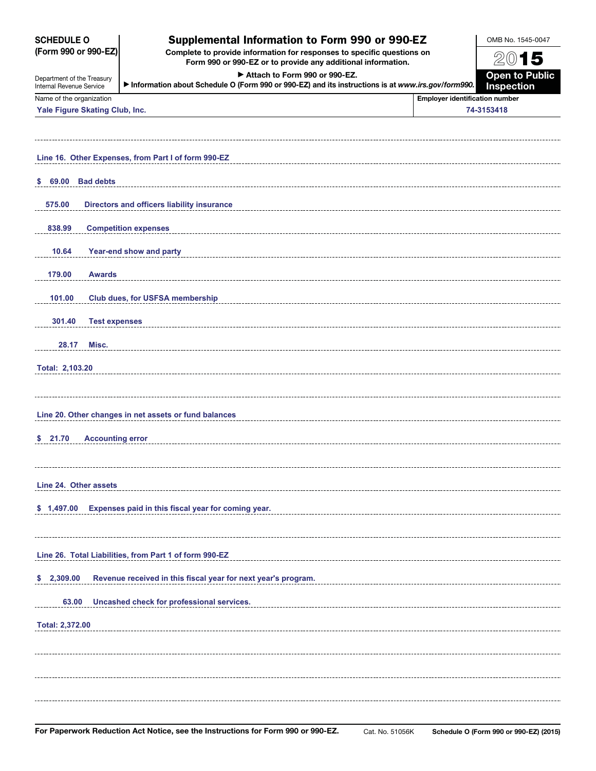**SCHEDULE O (Form 990 or 990-EZ)**

Department of the Treasury
Internal Revenue Service

# Supplemental Information to Form 990 or 990-EZ

**Complete to provide information for responses to specific questions on Form 990 or 990-EZ or to provide any additional information.**

**▶ Attach to Form 990 or 990-EZ.**

**▶ Information about Schedule O (Form 990 or 990-EZ) and its instructions is at** ***www.irs.gov/form990.***

OMB No. 1545-0047

**2015**

**Open to Public Inspection**

Name of the organization: **Yale Figure Skating Club, Inc.**

Employer identification number: **74-3153418**

---

**Line 16. Other Expenses, from Part I of form 990-EZ**

$ 69.00 Bad debts

575.00 Directors and officers liability insurance

838.99 Competition expenses

10.64 Year-end show and party

179.00 Awards

101.00 Club dues, for USFSA membership

301.40 Test expenses

28.17 Misc.

Total: 2,103.20

**Line 20. Other changes in net assets or fund balances**

$ 21.70 Accounting error

**Line 24. Other assets**

$ 1,497.00 Expenses paid in this fiscal year for coming year.

**Line 26. Total Liabilities, from Part 1 of form 990-EZ**

$ 2,309.00 Revenue received in this fiscal year for next year's program.

63.00 Uncashed check for professional services.

Total: 2,372.00

---

**For Paperwork Reduction Act Notice, see the Instructions for Form 990 or 990-EZ.** Cat. No. 51056K **Schedule O (Form 990 or 990-EZ) (2015)**